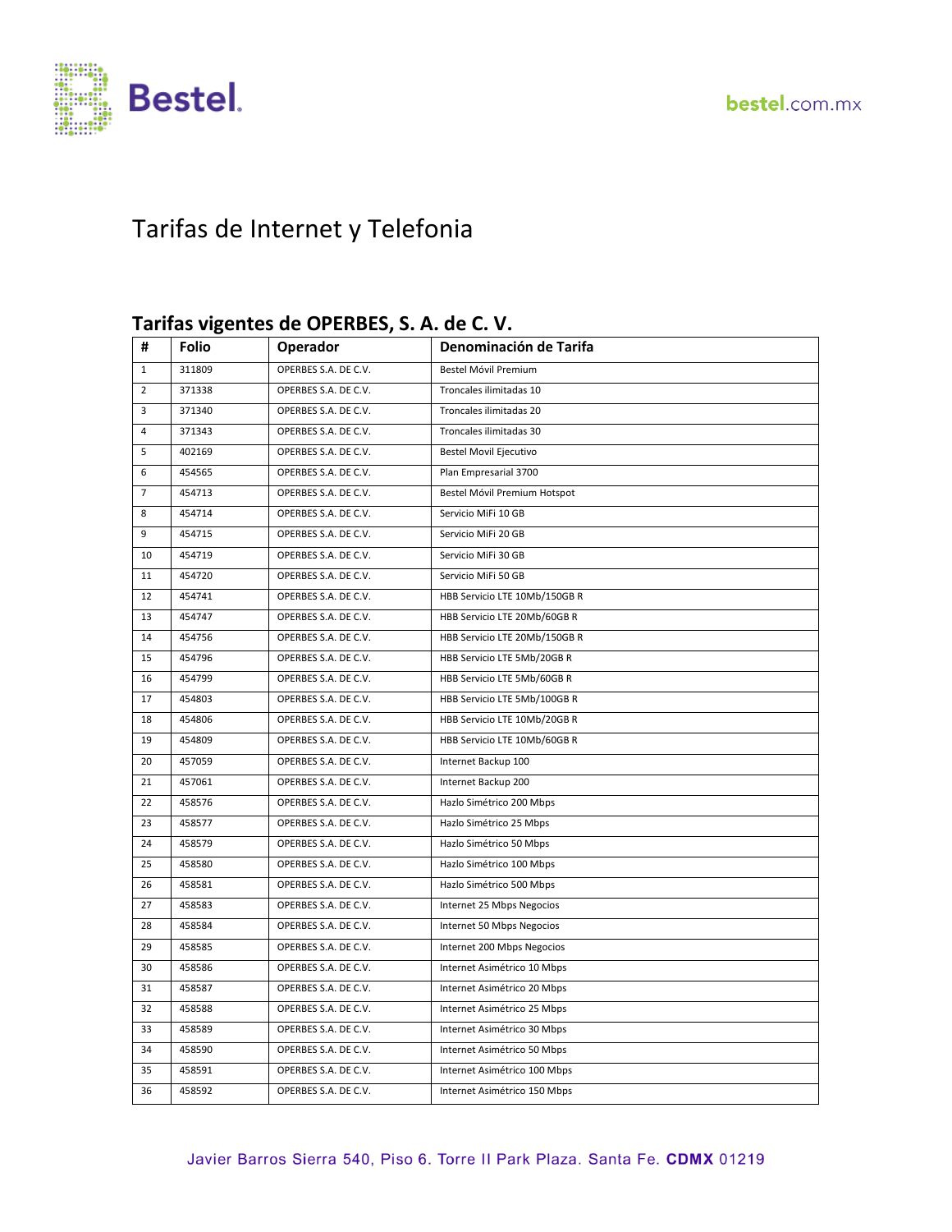# Tarifas de Internet y Telefonia

## Tarifas vigentes de OPERBES, S. A. de C. V.

| # | Folio | Operador | Denominación de Tarifa |
|---|---|---|---|
| 1 | 311809 | OPERBES S.A. DE C.V. | Bestel Móvil Premium |
| 2 | 371338 | OPERBES S.A. DE C.V. | Troncales ilimitadas 10 |
| 3 | 371340 | OPERBES S.A. DE C.V. | Troncales ilimitadas 20 |
| 4 | 371343 | OPERBES S.A. DE C.V. | Troncales ilimitadas 30 |
| 5 | 402169 | OPERBES S.A. DE C.V. | Bestel Movil Ejecutivo |
| 6 | 454565 | OPERBES S.A. DE C.V. | Plan Empresarial 3700 |
| 7 | 454713 | OPERBES S.A. DE C.V. | Bestel Móvil Premium Hotspot |
| 8 | 454714 | OPERBES S.A. DE C.V. | Servicio MiFi 10 GB |
| 9 | 454715 | OPERBES S.A. DE C.V. | Servicio MiFi 20 GB |
| 10 | 454719 | OPERBES S.A. DE C.V. | Servicio MiFi 30 GB |
| 11 | 454720 | OPERBES S.A. DE C.V. | Servicio MiFi 50 GB |
| 12 | 454741 | OPERBES S.A. DE C.V. | HBB Servicio LTE 10Mb/150GB R |
| 13 | 454747 | OPERBES S.A. DE C.V. | HBB Servicio LTE 20Mb/60GB R |
| 14 | 454756 | OPERBES S.A. DE C.V. | HBB Servicio LTE 20Mb/150GB R |
| 15 | 454796 | OPERBES S.A. DE C.V. | HBB Servicio LTE 5Mb/20GB R |
| 16 | 454799 | OPERBES S.A. DE C.V. | HBB Servicio LTE 5Mb/60GB R |
| 17 | 454803 | OPERBES S.A. DE C.V. | HBB Servicio LTE 5Mb/100GB R |
| 18 | 454806 | OPERBES S.A. DE C.V. | HBB Servicio LTE 10Mb/20GB R |
| 19 | 454809 | OPERBES S.A. DE C.V. | HBB Servicio LTE 10Mb/60GB R |
| 20 | 457059 | OPERBES S.A. DE C.V. | Internet Backup 100 |
| 21 | 457061 | OPERBES S.A. DE C.V. | Internet Backup 200 |
| 22 | 458576 | OPERBES S.A. DE C.V. | Hazlo Simétrico 200 Mbps |
| 23 | 458577 | OPERBES S.A. DE C.V. | Hazlo Simétrico 25 Mbps |
| 24 | 458579 | OPERBES S.A. DE C.V. | Hazlo Simétrico 50 Mbps |
| 25 | 458580 | OPERBES S.A. DE C.V. | Hazlo Simétrico 100 Mbps |
| 26 | 458581 | OPERBES S.A. DE C.V. | Hazlo Simétrico 500 Mbps |
| 27 | 458583 | OPERBES S.A. DE C.V. | Internet 25 Mbps Negocios |
| 28 | 458584 | OPERBES S.A. DE C.V. | Internet 50 Mbps Negocios |
| 29 | 458585 | OPERBES S.A. DE C.V. | Internet 200 Mbps Negocios |
| 30 | 458586 | OPERBES S.A. DE C.V. | Internet Asimétrico 10 Mbps |
| 31 | 458587 | OPERBES S.A. DE C.V. | Internet Asimétrico 20 Mbps |
| 32 | 458588 | OPERBES S.A. DE C.V. | Internet Asimétrico 25 Mbps |
| 33 | 458589 | OPERBES S.A. DE C.V. | Internet Asimétrico 30 Mbps |
| 34 | 458590 | OPERBES S.A. DE C.V. | Internet Asimétrico 50 Mbps |
| 35 | 458591 | OPERBES S.A. DE C.V. | Internet Asimétrico 100 Mbps |
| 36 | 458592 | OPERBES S.A. DE C.V. | Internet Asimétrico 150 Mbps |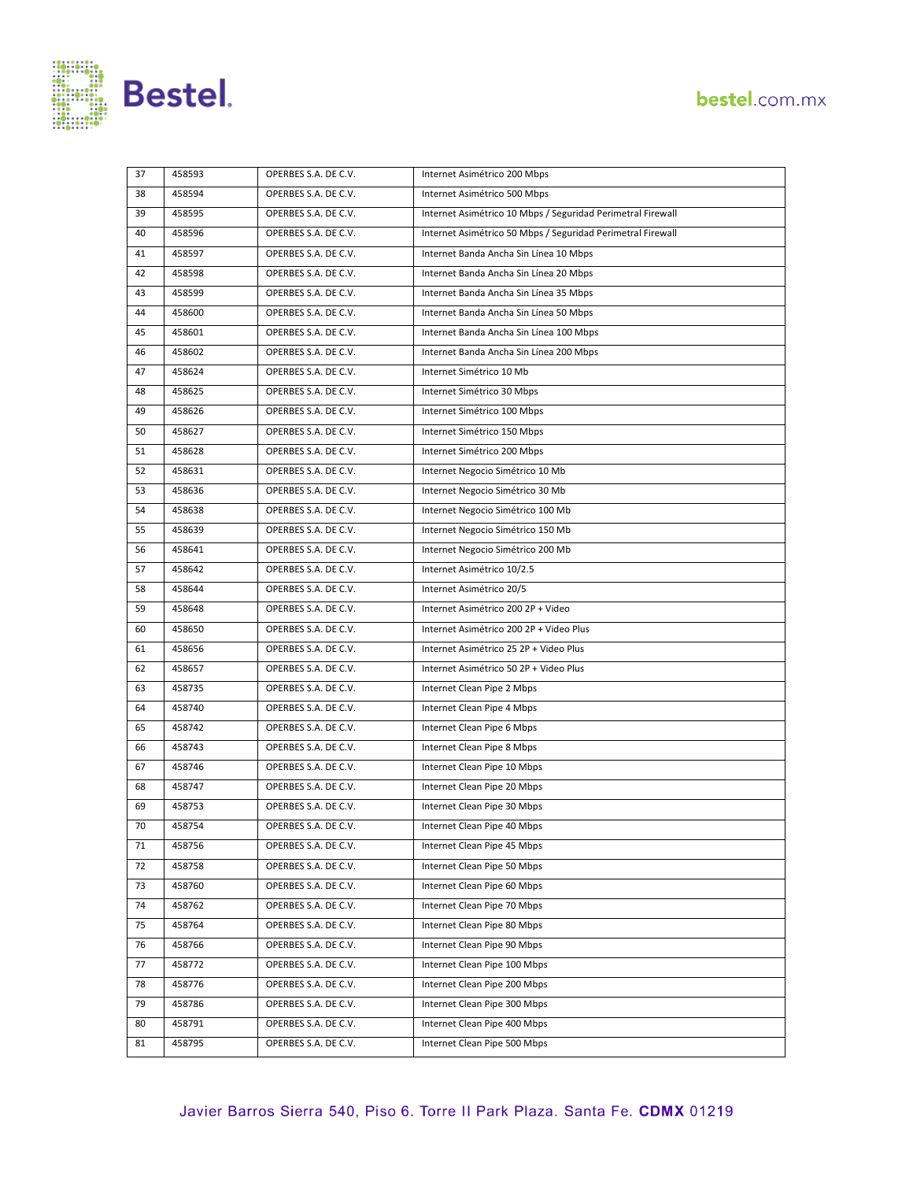| 37 | 458593 | OPERBES S.A. DE C.V. | Internet Asimétrico 200 Mbps |
|---|---|---|---|
| 38 | 458594 | OPERBES S.A. DE C.V. | Internet Asimétrico 500 Mbps |
| 39 | 458595 | OPERBES S.A. DE C.V. | Internet Asimétrico 10 Mbps / Seguridad Perimetral Firewall |
| 40 | 458596 | OPERBES S.A. DE C.V. | Internet Asimétrico 50 Mbps / Seguridad Perimetral Firewall |
| 41 | 458597 | OPERBES S.A. DE C.V. | Internet Banda Ancha Sin Línea 10 Mbps |
| 42 | 458598 | OPERBES S.A. DE C.V. | Internet Banda Ancha Sin Línea 20 Mbps |
| 43 | 458599 | OPERBES S.A. DE C.V. | Internet Banda Ancha Sin Línea 35 Mbps |
| 44 | 458600 | OPERBES S.A. DE C.V. | Internet Banda Ancha Sin Línea 50 Mbps |
| 45 | 458601 | OPERBES S.A. DE C.V. | Internet Banda Ancha Sin Línea 100 Mbps |
| 46 | 458602 | OPERBES S.A. DE C.V. | Internet Banda Ancha Sin Línea 200 Mbps |
| 47 | 458624 | OPERBES S.A. DE C.V. | Internet Simétrico 10 Mb |
| 48 | 458625 | OPERBES S.A. DE C.V. | Internet Simétrico 30 Mbps |
| 49 | 458626 | OPERBES S.A. DE C.V. | Internet Simétrico 100 Mbps |
| 50 | 458627 | OPERBES S.A. DE C.V. | Internet Simétrico 150 Mbps |
| 51 | 458628 | OPERBES S.A. DE C.V. | Internet Simétrico 200 Mbps |
| 52 | 458631 | OPERBES S.A. DE C.V. | Internet Negocio Simétrico 10 Mb |
| 53 | 458636 | OPERBES S.A. DE C.V. | Internet Negocio Simétrico 30 Mb |
| 54 | 458638 | OPERBES S.A. DE C.V. | Internet Negocio Simétrico 100 Mb |
| 55 | 458639 | OPERBES S.A. DE C.V. | Internet Negocio Simétrico 150 Mb |
| 56 | 458641 | OPERBES S.A. DE C.V. | Internet Negocio Simétrico 200 Mb |
| 57 | 458642 | OPERBES S.A. DE C.V. | Internet Asimétrico 10/2.5 |
| 58 | 458644 | OPERBES S.A. DE C.V. | Internet Asimétrico 20/5 |
| 59 | 458648 | OPERBES S.A. DE C.V. | Internet Asimétrico 200 2P + Video |
| 60 | 458650 | OPERBES S.A. DE C.V. | Internet Asimétrico 200 2P + Video Plus |
| 61 | 458656 | OPERBES S.A. DE C.V. | Internet Asimétrico 25 2P + Video Plus |
| 62 | 458657 | OPERBES S.A. DE C.V. | Internet Asimétrico 50 2P + Video Plus |
| 63 | 458735 | OPERBES S.A. DE C.V. | Internet Clean Pipe 2 Mbps |
| 64 | 458740 | OPERBES S.A. DE C.V. | Internet Clean Pipe 4 Mbps |
| 65 | 458742 | OPERBES S.A. DE C.V. | Internet Clean Pipe 6 Mbps |
| 66 | 458743 | OPERBES S.A. DE C.V. | Internet Clean Pipe 8 Mbps |
| 67 | 458746 | OPERBES S.A. DE C.V. | Internet Clean Pipe 10 Mbps |
| 68 | 458747 | OPERBES S.A. DE C.V. | Internet Clean Pipe 20 Mbps |
| 69 | 458753 | OPERBES S.A. DE C.V. | Internet Clean Pipe 30 Mbps |
| 70 | 458754 | OPERBES S.A. DE C.V. | Internet Clean Pipe 40 Mbps |
| 71 | 458756 | OPERBES S.A. DE C.V. | Internet Clean Pipe 45 Mbps |
| 72 | 458758 | OPERBES S.A. DE C.V. | Internet Clean Pipe 50 Mbps |
| 73 | 458760 | OPERBES S.A. DE C.V. | Internet Clean Pipe 60 Mbps |
| 74 | 458762 | OPERBES S.A. DE C.V. | Internet Clean Pipe 70 Mbps |
| 75 | 458764 | OPERBES S.A. DE C.V. | Internet Clean Pipe 80 Mbps |
| 76 | 458766 | OPERBES S.A. DE C.V. | Internet Clean Pipe 90 Mbps |
| 77 | 458772 | OPERBES S.A. DE C.V. | Internet Clean Pipe 100 Mbps |
| 78 | 458776 | OPERBES S.A. DE C.V. | Internet Clean Pipe 200 Mbps |
| 79 | 458786 | OPERBES S.A. DE C.V. | Internet Clean Pipe 300 Mbps |
| 80 | 458791 | OPERBES S.A. DE C.V. | Internet Clean Pipe 400 Mbps |
| 81 | 458795 | OPERBES S.A. DE C.V. | Internet Clean Pipe 500 Mbps |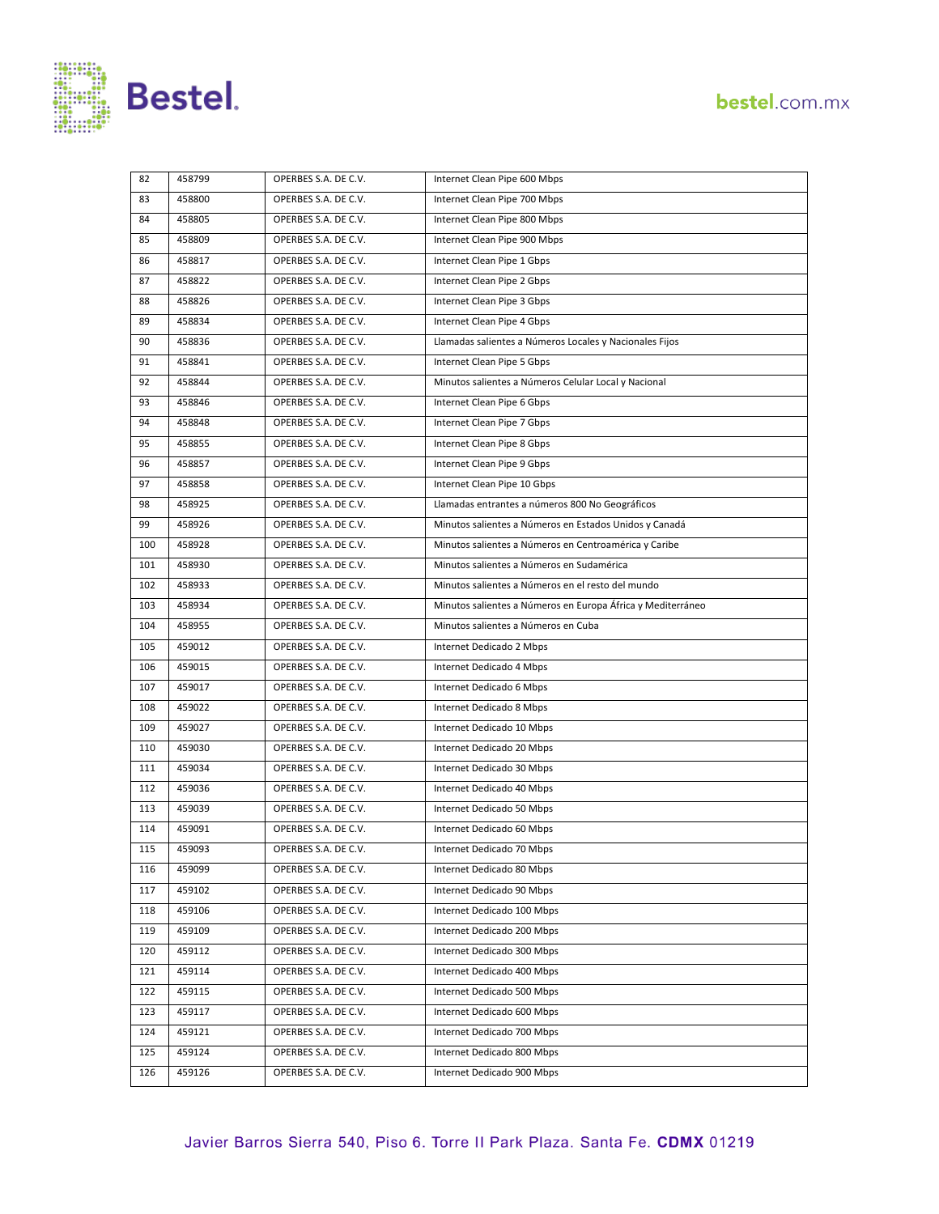| 82 | 458799 | OPERBES S.A. DE C.V. | Internet Clean Pipe 600 Mbps |
|---|---|---|---|
| 83 | 458800 | OPERBES S.A. DE C.V. | Internet Clean Pipe 700 Mbps |
| 84 | 458805 | OPERBES S.A. DE C.V. | Internet Clean Pipe 800 Mbps |
| 85 | 458809 | OPERBES S.A. DE C.V. | Internet Clean Pipe 900 Mbps |
| 86 | 458817 | OPERBES S.A. DE C.V. | Internet Clean Pipe 1 Gbps |
| 87 | 458822 | OPERBES S.A. DE C.V. | Internet Clean Pipe 2 Gbps |
| 88 | 458826 | OPERBES S.A. DE C.V. | Internet Clean Pipe 3 Gbps |
| 89 | 458834 | OPERBES S.A. DE C.V. | Internet Clean Pipe 4 Gbps |
| 90 | 458836 | OPERBES S.A. DE C.V. | Llamadas salientes a Números Locales y Nacionales Fijos |
| 91 | 458841 | OPERBES S.A. DE C.V. | Internet Clean Pipe 5 Gbps |
| 92 | 458844 | OPERBES S.A. DE C.V. | Minutos salientes a Números Celular Local y Nacional |
| 93 | 458846 | OPERBES S.A. DE C.V. | Internet Clean Pipe 6 Gbps |
| 94 | 458848 | OPERBES S.A. DE C.V. | Internet Clean Pipe 7 Gbps |
| 95 | 458855 | OPERBES S.A. DE C.V. | Internet Clean Pipe 8 Gbps |
| 96 | 458857 | OPERBES S.A. DE C.V. | Internet Clean Pipe 9 Gbps |
| 97 | 458858 | OPERBES S.A. DE C.V. | Internet Clean Pipe 10 Gbps |
| 98 | 458925 | OPERBES S.A. DE C.V. | Llamadas entrantes a números 800 No Geográficos |
| 99 | 458926 | OPERBES S.A. DE C.V. | Minutos salientes a Números en Estados Unidos y Canadá |
| 100 | 458928 | OPERBES S.A. DE C.V. | Minutos salientes a Números en Centroamérica y Caribe |
| 101 | 458930 | OPERBES S.A. DE C.V. | Minutos salientes a Números en Sudamérica |
| 102 | 458933 | OPERBES S.A. DE C.V. | Minutos salientes a Números en el resto del mundo |
| 103 | 458934 | OPERBES S.A. DE C.V. | Minutos salientes a Números en Europa África y Mediterráneo |
| 104 | 458955 | OPERBES S.A. DE C.V. | Minutos salientes a Números en Cuba |
| 105 | 459012 | OPERBES S.A. DE C.V. | Internet Dedicado 2 Mbps |
| 106 | 459015 | OPERBES S.A. DE C.V. | Internet Dedicado 4 Mbps |
| 107 | 459017 | OPERBES S.A. DE C.V. | Internet Dedicado 6 Mbps |
| 108 | 459022 | OPERBES S.A. DE C.V. | Internet Dedicado 8 Mbps |
| 109 | 459027 | OPERBES S.A. DE C.V. | Internet Dedicado 10 Mbps |
| 110 | 459030 | OPERBES S.A. DE C.V. | Internet Dedicado 20 Mbps |
| 111 | 459034 | OPERBES S.A. DE C.V. | Internet Dedicado 30 Mbps |
| 112 | 459036 | OPERBES S.A. DE C.V. | Internet Dedicado 40 Mbps |
| 113 | 459039 | OPERBES S.A. DE C.V. | Internet Dedicado 50 Mbps |
| 114 | 459091 | OPERBES S.A. DE C.V. | Internet Dedicado 60 Mbps |
| 115 | 459093 | OPERBES S.A. DE C.V. | Internet Dedicado 70 Mbps |
| 116 | 459099 | OPERBES S.A. DE C.V. | Internet Dedicado 80 Mbps |
| 117 | 459102 | OPERBES S.A. DE C.V. | Internet Dedicado 90 Mbps |
| 118 | 459106 | OPERBES S.A. DE C.V. | Internet Dedicado 100 Mbps |
| 119 | 459109 | OPERBES S.A. DE C.V. | Internet Dedicado 200 Mbps |
| 120 | 459112 | OPERBES S.A. DE C.V. | Internet Dedicado 300 Mbps |
| 121 | 459114 | OPERBES S.A. DE C.V. | Internet Dedicado 400 Mbps |
| 122 | 459115 | OPERBES S.A. DE C.V. | Internet Dedicado 500 Mbps |
| 123 | 459117 | OPERBES S.A. DE C.V. | Internet Dedicado 600 Mbps |
| 124 | 459121 | OPERBES S.A. DE C.V. | Internet Dedicado 700 Mbps |
| 125 | 459124 | OPERBES S.A. DE C.V. | Internet Dedicado 800 Mbps |
| 126 | 459126 | OPERBES S.A. DE C.V. | Internet Dedicado 900 Mbps |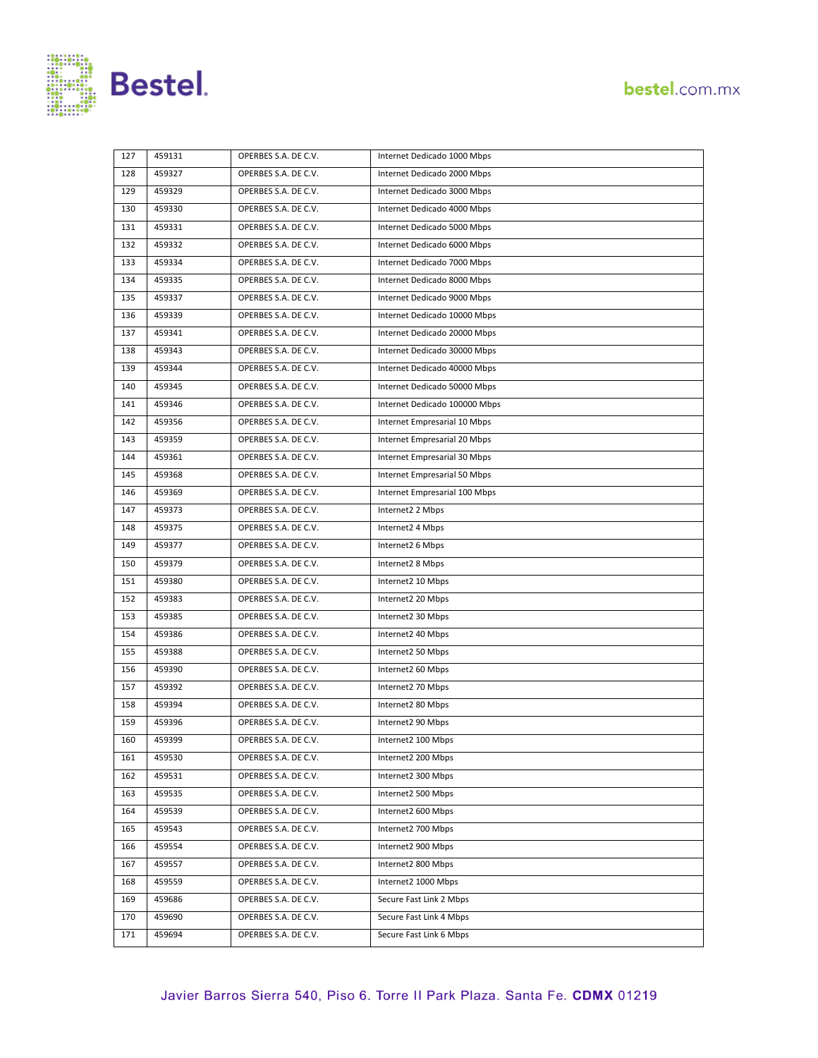| 127 | 459131 | OPERBES S.A. DE C.V. | Internet Dedicado 1000 Mbps |
|---|---|---|---|
| 128 | 459327 | OPERBES S.A. DE C.V. | Internet Dedicado 2000 Mbps |
| 129 | 459329 | OPERBES S.A. DE C.V. | Internet Dedicado 3000 Mbps |
| 130 | 459330 | OPERBES S.A. DE C.V. | Internet Dedicado 4000 Mbps |
| 131 | 459331 | OPERBES S.A. DE C.V. | Internet Dedicado 5000 Mbps |
| 132 | 459332 | OPERBES S.A. DE C.V. | Internet Dedicado 6000 Mbps |
| 133 | 459334 | OPERBES S.A. DE C.V. | Internet Dedicado 7000 Mbps |
| 134 | 459335 | OPERBES S.A. DE C.V. | Internet Dedicado 8000 Mbps |
| 135 | 459337 | OPERBES S.A. DE C.V. | Internet Dedicado 9000 Mbps |
| 136 | 459339 | OPERBES S.A. DE C.V. | Internet Dedicado 10000 Mbps |
| 137 | 459341 | OPERBES S.A. DE C.V. | Internet Dedicado 20000 Mbps |
| 138 | 459343 | OPERBES S.A. DE C.V. | Internet Dedicado 30000 Mbps |
| 139 | 459344 | OPERBES S.A. DE C.V. | Internet Dedicado 40000 Mbps |
| 140 | 459345 | OPERBES S.A. DE C.V. | Internet Dedicado 50000 Mbps |
| 141 | 459346 | OPERBES S.A. DE C.V. | Internet Dedicado 100000 Mbps |
| 142 | 459356 | OPERBES S.A. DE C.V. | Internet Empresarial 10 Mbps |
| 143 | 459359 | OPERBES S.A. DE C.V. | Internet Empresarial 20 Mbps |
| 144 | 459361 | OPERBES S.A. DE C.V. | Internet Empresarial 30 Mbps |
| 145 | 459368 | OPERBES S.A. DE C.V. | Internet Empresarial 50 Mbps |
| 146 | 459369 | OPERBES S.A. DE C.V. | Internet Empresarial 100 Mbps |
| 147 | 459373 | OPERBES S.A. DE C.V. | Internet2 2 Mbps |
| 148 | 459375 | OPERBES S.A. DE C.V. | Internet2 4 Mbps |
| 149 | 459377 | OPERBES S.A. DE C.V. | Internet2 6 Mbps |
| 150 | 459379 | OPERBES S.A. DE C.V. | Internet2 8 Mbps |
| 151 | 459380 | OPERBES S.A. DE C.V. | Internet2 10 Mbps |
| 152 | 459383 | OPERBES S.A. DE C.V. | Internet2 20 Mbps |
| 153 | 459385 | OPERBES S.A. DE C.V. | Internet2 30 Mbps |
| 154 | 459386 | OPERBES S.A. DE C.V. | Internet2 40 Mbps |
| 155 | 459388 | OPERBES S.A. DE C.V. | Internet2 50 Mbps |
| 156 | 459390 | OPERBES S.A. DE C.V. | Internet2 60 Mbps |
| 157 | 459392 | OPERBES S.A. DE C.V. | Internet2 70 Mbps |
| 158 | 459394 | OPERBES S.A. DE C.V. | Internet2 80 Mbps |
| 159 | 459396 | OPERBES S.A. DE C.V. | Internet2 90 Mbps |
| 160 | 459399 | OPERBES S.A. DE C.V. | Internet2 100 Mbps |
| 161 | 459530 | OPERBES S.A. DE C.V. | Internet2 200 Mbps |
| 162 | 459531 | OPERBES S.A. DE C.V. | Internet2 300 Mbps |
| 163 | 459535 | OPERBES S.A. DE C.V. | Internet2 500 Mbps |
| 164 | 459539 | OPERBES S.A. DE C.V. | Internet2 600 Mbps |
| 165 | 459543 | OPERBES S.A. DE C.V. | Internet2 700 Mbps |
| 166 | 459554 | OPERBES S.A. DE C.V. | Internet2 900 Mbps |
| 167 | 459557 | OPERBES S.A. DE C.V. | Internet2 800 Mbps |
| 168 | 459559 | OPERBES S.A. DE C.V. | Internet2 1000 Mbps |
| 169 | 459686 | OPERBES S.A. DE C.V. | Secure Fast Link 2 Mbps |
| 170 | 459690 | OPERBES S.A. DE C.V. | Secure Fast Link 4 Mbps |
| 171 | 459694 | OPERBES S.A. DE C.V. | Secure Fast Link 6 Mbps |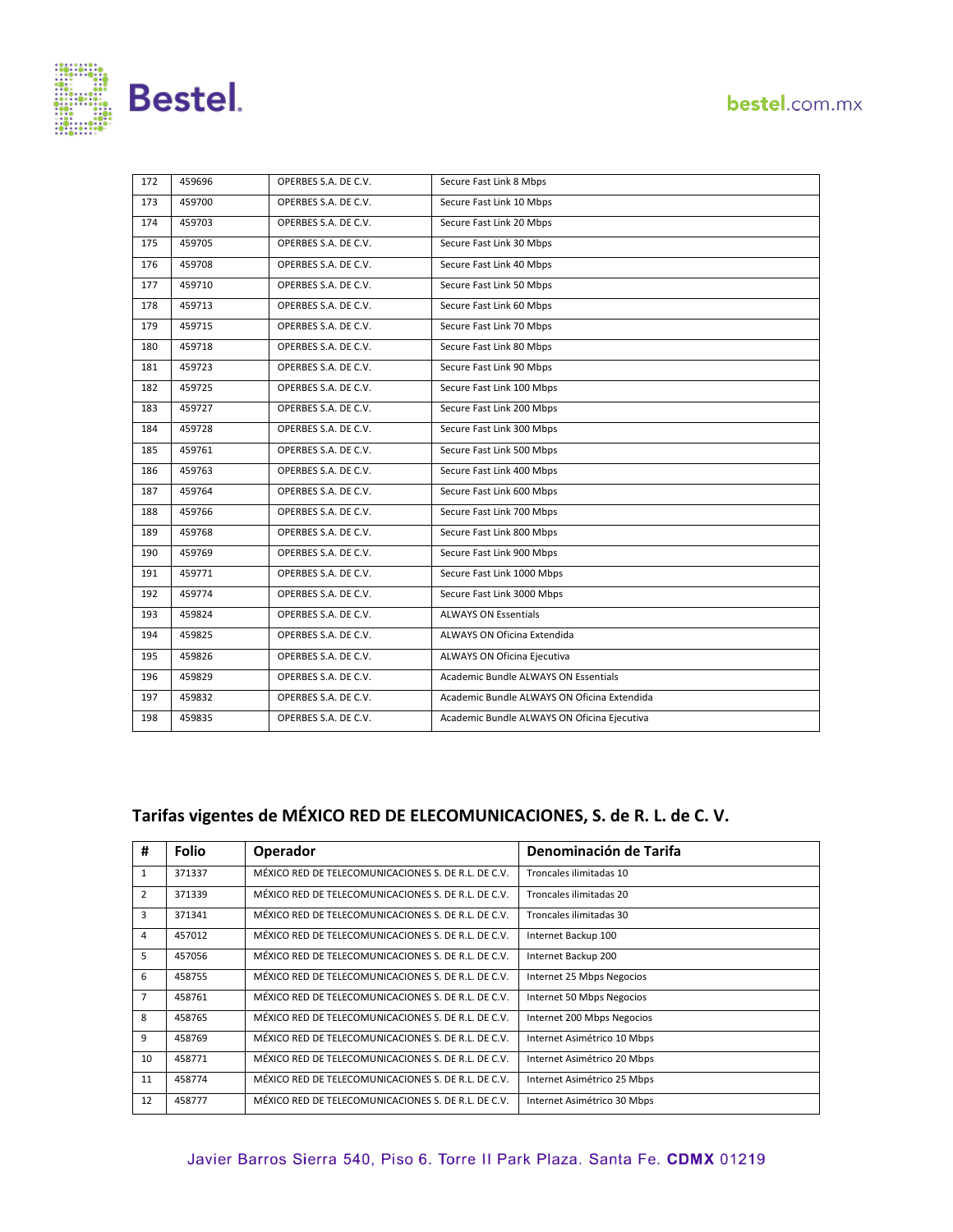| | | | |
|---|---|---|---|
| 172 | 459696 | OPERBES S.A. DE C.V. | Secure Fast Link 8 Mbps |
| 173 | 459700 | OPERBES S.A. DE C.V. | Secure Fast Link 10 Mbps |
| 174 | 459703 | OPERBES S.A. DE C.V. | Secure Fast Link 20 Mbps |
| 175 | 459705 | OPERBES S.A. DE C.V. | Secure Fast Link 30 Mbps |
| 176 | 459708 | OPERBES S.A. DE C.V. | Secure Fast Link 40 Mbps |
| 177 | 459710 | OPERBES S.A. DE C.V. | Secure Fast Link 50 Mbps |
| 178 | 459713 | OPERBES S.A. DE C.V. | Secure Fast Link 60 Mbps |
| 179 | 459715 | OPERBES S.A. DE C.V. | Secure Fast Link 70 Mbps |
| 180 | 459718 | OPERBES S.A. DE C.V. | Secure Fast Link 80 Mbps |
| 181 | 459723 | OPERBES S.A. DE C.V. | Secure Fast Link 90 Mbps |
| 182 | 459725 | OPERBES S.A. DE C.V. | Secure Fast Link 100 Mbps |
| 183 | 459727 | OPERBES S.A. DE C.V. | Secure Fast Link 200 Mbps |
| 184 | 459728 | OPERBES S.A. DE C.V. | Secure Fast Link 300 Mbps |
| 185 | 459761 | OPERBES S.A. DE C.V. | Secure Fast Link 500 Mbps |
| 186 | 459763 | OPERBES S.A. DE C.V. | Secure Fast Link 400 Mbps |
| 187 | 459764 | OPERBES S.A. DE C.V. | Secure Fast Link 600 Mbps |
| 188 | 459766 | OPERBES S.A. DE C.V. | Secure Fast Link 700 Mbps |
| 189 | 459768 | OPERBES S.A. DE C.V. | Secure Fast Link 800 Mbps |
| 190 | 459769 | OPERBES S.A. DE C.V. | Secure Fast Link 900 Mbps |
| 191 | 459771 | OPERBES S.A. DE C.V. | Secure Fast Link 1000 Mbps |
| 192 | 459774 | OPERBES S.A. DE C.V. | Secure Fast Link 3000 Mbps |
| 193 | 459824 | OPERBES S.A. DE C.V. | ALWAYS ON Essentials |
| 194 | 459825 | OPERBES S.A. DE C.V. | ALWAYS ON Oficina Extendida |
| 195 | 459826 | OPERBES S.A. DE C.V. | ALWAYS ON Oficina Ejecutiva |
| 196 | 459829 | OPERBES S.A. DE C.V. | Academic Bundle ALWAYS ON Essentials |
| 197 | 459832 | OPERBES S.A. DE C.V. | Academic Bundle ALWAYS ON Oficina Extendida |
| 198 | 459835 | OPERBES S.A. DE C.V. | Academic Bundle ALWAYS ON Oficina Ejecutiva |

## Tarifas vigentes de MÉXICO RED DE ELECOMUNICACIONES, S. de R. L. de C. V.

| # | Folio | Operador | Denominación de Tarifa |
|---|---|---|---|
| 1 | 371337 | MÉXICO RED DE TELECOMUNICACIONES S. DE R.L. DE C.V. | Troncales ilimitadas 10 |
| 2 | 371339 | MÉXICO RED DE TELECOMUNICACIONES S. DE R.L. DE C.V. | Troncales ilimitadas 20 |
| 3 | 371341 | MÉXICO RED DE TELECOMUNICACIONES S. DE R.L. DE C.V. | Troncales ilimitadas 30 |
| 4 | 457012 | MÉXICO RED DE TELECOMUNICACIONES S. DE R.L. DE C.V. | Internet Backup 100 |
| 5 | 457056 | MÉXICO RED DE TELECOMUNICACIONES S. DE R.L. DE C.V. | Internet Backup 200 |
| 6 | 458755 | MÉXICO RED DE TELECOMUNICACIONES S. DE R.L. DE C.V. | Internet 25 Mbps Negocios |
| 7 | 458761 | MÉXICO RED DE TELECOMUNICACIONES S. DE R.L. DE C.V. | Internet 50 Mbps Negocios |
| 8 | 458765 | MÉXICO RED DE TELECOMUNICACIONES S. DE R.L. DE C.V. | Internet 200 Mbps Negocios |
| 9 | 458769 | MÉXICO RED DE TELECOMUNICACIONES S. DE R.L. DE C.V. | Internet Asimétrico 10 Mbps |
| 10 | 458771 | MÉXICO RED DE TELECOMUNICACIONES S. DE R.L. DE C.V. | Internet Asimétrico 20 Mbps |
| 11 | 458774 | MÉXICO RED DE TELECOMUNICACIONES S. DE R.L. DE C.V. | Internet Asimétrico 25 Mbps |
| 12 | 458777 | MÉXICO RED DE TELECOMUNICACIONES S. DE R.L. DE C.V. | Internet Asimétrico 30 Mbps |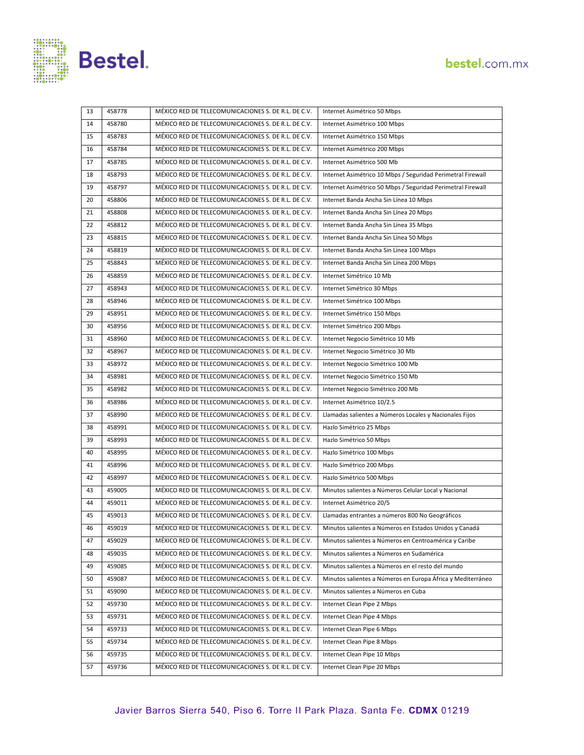| 13 | 458778 | MÉXICO RED DE TELECOMUNICACIONES S. DE R.L. DE C.V. | Internet Asimétrico 50 Mbps |
|---|---|---|---|
| 14 | 458780 | MÉXICO RED DE TELECOMUNICACIONES S. DE R.L. DE C.V. | Internet Asimétrico 100 Mbps |
| 15 | 458783 | MÉXICO RED DE TELECOMUNICACIONES S. DE R.L. DE C.V. | Internet Asimétrico 150 Mbps |
| 16 | 458784 | MÉXICO RED DE TELECOMUNICACIONES S. DE R.L. DE C.V. | Internet Asimétrico 200 Mbps |
| 17 | 458785 | MÉXICO RED DE TELECOMUNICACIONES S. DE R.L. DE C.V. | Internet Asimétrico 500 Mb |
| 18 | 458793 | MÉXICO RED DE TELECOMUNICACIONES S. DE R.L. DE C.V. | Internet Asimétrico 10 Mbps / Seguridad Perimetral Firewall |
| 19 | 458797 | MÉXICO RED DE TELECOMUNICACIONES S. DE R.L. DE C.V. | Internet Asimétrico 50 Mbps / Seguridad Perimetral Firewall |
| 20 | 458806 | MÉXICO RED DE TELECOMUNICACIONES S. DE R.L. DE C.V. | Internet Banda Ancha Sin Línea 10 Mbps |
| 21 | 458808 | MÉXICO RED DE TELECOMUNICACIONES S. DE R.L. DE C.V. | Internet Banda Ancha Sin Línea 20 Mbps |
| 22 | 458812 | MÉXICO RED DE TELECOMUNICACIONES S. DE R.L. DE C.V. | Internet Banda Ancha Sin Línea 35 Mbps |
| 23 | 458815 | MÉXICO RED DE TELECOMUNICACIONES S. DE R.L. DE C.V. | Internet Banda Ancha Sin Línea 50 Mbps |
| 24 | 458819 | MÉXICO RED DE TELECOMUNICACIONES S. DE R.L. DE C.V. | Internet Banda Ancha Sin Línea 100 Mbps |
| 25 | 458843 | MÉXICO RED DE TELECOMUNICACIONES S. DE R.L. DE C.V. | Internet Banda Ancha Sin Línea 200 Mbps |
| 26 | 458859 | MÉXICO RED DE TELECOMUNICACIONES S. DE R.L. DE C.V. | Internet Simétrico 10 Mb |
| 27 | 458943 | MÉXICO RED DE TELECOMUNICACIONES S. DE R.L. DE C.V. | Internet Simétrico 30 Mbps |
| 28 | 458946 | MÉXICO RED DE TELECOMUNICACIONES S. DE R.L. DE C.V. | Internet Simétrico 100 Mbps |
| 29 | 458951 | MÉXICO RED DE TELECOMUNICACIONES S. DE R.L. DE C.V. | Internet Simétrico 150 Mbps |
| 30 | 458956 | MÉXICO RED DE TELECOMUNICACIONES S. DE R.L. DE C.V. | Internet Simétrico 200 Mbps |
| 31 | 458960 | MÉXICO RED DE TELECOMUNICACIONES S. DE R.L. DE C.V. | Internet Negocio Simétrico 10 Mb |
| 32 | 458967 | MÉXICO RED DE TELECOMUNICACIONES S. DE R.L. DE C.V. | Internet Negocio Simétrico 30 Mb |
| 33 | 458972 | MÉXICO RED DE TELECOMUNICACIONES S. DE R.L. DE C.V. | Internet Negocio Simétrico 100 Mb |
| 34 | 458981 | MÉXICO RED DE TELECOMUNICACIONES S. DE R.L. DE C.V. | Internet Negocio Simétrico 150 Mb |
| 35 | 458982 | MÉXICO RED DE TELECOMUNICACIONES S. DE R.L. DE C.V. | Internet Negocio Simétrico 200 Mb |
| 36 | 458986 | MÉXICO RED DE TELECOMUNICACIONES S. DE R.L. DE C.V. | Internet Asimétrico 10/2.5 |
| 37 | 458990 | MÉXICO RED DE TELECOMUNICACIONES S. DE R.L. DE C.V. | Llamadas salientes a Números Locales y Nacionales Fijos |
| 38 | 458991 | MÉXICO RED DE TELECOMUNICACIONES S. DE R.L. DE C.V. | Hazlo Simétrico 25 Mbps |
| 39 | 458993 | MÉXICO RED DE TELECOMUNICACIONES S. DE R.L. DE C.V. | Hazlo Simétrico 50 Mbps |
| 40 | 458995 | MÉXICO RED DE TELECOMUNICACIONES S. DE R.L. DE C.V. | Hazlo Simétrico 100 Mbps |
| 41 | 458996 | MÉXICO RED DE TELECOMUNICACIONES S. DE R.L. DE C.V. | Hazlo Simétrico 200 Mbps |
| 42 | 458997 | MÉXICO RED DE TELECOMUNICACIONES S. DE R.L. DE C.V. | Hazlo Simétrico 500 Mbps |
| 43 | 459005 | MÉXICO RED DE TELECOMUNICACIONES S. DE R.L. DE C.V. | Minutos salientes a Números Celular Local y Nacional |
| 44 | 459011 | MÉXICO RED DE TELECOMUNICACIONES S. DE R.L. DE C.V. | Internet Asimétrico 20/5 |
| 45 | 459013 | MÉXICO RED DE TELECOMUNICACIONES S. DE R.L. DE C.V. | Llamadas entrantes a números 800 No Geográficos |
| 46 | 459019 | MÉXICO RED DE TELECOMUNICACIONES S. DE R.L. DE C.V. | Minutos salientes a Números en Estados Unidos y Canadá |
| 47 | 459029 | MÉXICO RED DE TELECOMUNICACIONES S. DE R.L. DE C.V. | Minutos salientes a Números en Centroamérica y Caribe |
| 48 | 459035 | MÉXICO RED DE TELECOMUNICACIONES S. DE R.L. DE C.V. | Minutos salientes a Números en Sudamérica |
| 49 | 459085 | MÉXICO RED DE TELECOMUNICACIONES S. DE R.L. DE C.V. | Minutos salientes a Números en el resto del mundo |
| 50 | 459087 | MÉXICO RED DE TELECOMUNICACIONES S. DE R.L. DE C.V. | Minutos salientes a Números en Europa África y Mediterráneo |
| 51 | 459090 | MÉXICO RED DE TELECOMUNICACIONES S. DE R.L. DE C.V. | Minutos salientes a Números en Cuba |
| 52 | 459730 | MÉXICO RED DE TELECOMUNICACIONES S. DE R.L. DE C.V. | Internet Clean Pipe 2 Mbps |
| 53 | 459731 | MÉXICO RED DE TELECOMUNICACIONES S. DE R.L. DE C.V. | Internet Clean Pipe 4 Mbps |
| 54 | 459733 | MÉXICO RED DE TELECOMUNICACIONES S. DE R.L. DE C.V. | Internet Clean Pipe 6 Mbps |
| 55 | 459734 | MÉXICO RED DE TELECOMUNICACIONES S. DE R.L. DE C.V. | Internet Clean Pipe 8 Mbps |
| 56 | 459735 | MÉXICO RED DE TELECOMUNICACIONES S. DE R.L. DE C.V. | Internet Clean Pipe 10 Mbps |
| 57 | 459736 | MÉXICO RED DE TELECOMUNICACIONES S. DE R.L. DE C.V. | Internet Clean Pipe 20 Mbps |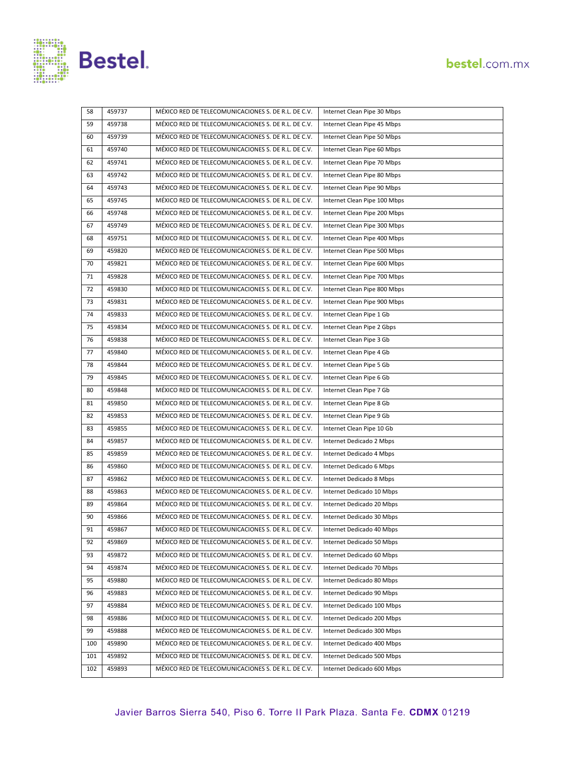| 58 | 459737 | MÉXICO RED DE TELECOMUNICACIONES S. DE R.L. DE C.V. | Internet Clean Pipe 30 Mbps |
|---|---|---|---|
| 59 | 459738 | MÉXICO RED DE TELECOMUNICACIONES S. DE R.L. DE C.V. | Internet Clean Pipe 45 Mbps |
| 60 | 459739 | MÉXICO RED DE TELECOMUNICACIONES S. DE R.L. DE C.V. | Internet Clean Pipe 50 Mbps |
| 61 | 459740 | MÉXICO RED DE TELECOMUNICACIONES S. DE R.L. DE C.V. | Internet Clean Pipe 60 Mbps |
| 62 | 459741 | MÉXICO RED DE TELECOMUNICACIONES S. DE R.L. DE C.V. | Internet Clean Pipe 70 Mbps |
| 63 | 459742 | MÉXICO RED DE TELECOMUNICACIONES S. DE R.L. DE C.V. | Internet Clean Pipe 80 Mbps |
| 64 | 459743 | MÉXICO RED DE TELECOMUNICACIONES S. DE R.L. DE C.V. | Internet Clean Pipe 90 Mbps |
| 65 | 459745 | MÉXICO RED DE TELECOMUNICACIONES S. DE R.L. DE C.V. | Internet Clean Pipe 100 Mbps |
| 66 | 459748 | MÉXICO RED DE TELECOMUNICACIONES S. DE R.L. DE C.V. | Internet Clean Pipe 200 Mbps |
| 67 | 459749 | MÉXICO RED DE TELECOMUNICACIONES S. DE R.L. DE C.V. | Internet Clean Pipe 300 Mbps |
| 68 | 459751 | MÉXICO RED DE TELECOMUNICACIONES S. DE R.L. DE C.V. | Internet Clean Pipe 400 Mbps |
| 69 | 459820 | MÉXICO RED DE TELECOMUNICACIONES S. DE R.L. DE C.V. | Internet Clean Pipe 500 Mbps |
| 70 | 459821 | MÉXICO RED DE TELECOMUNICACIONES S. DE R.L. DE C.V. | Internet Clean Pipe 600 Mbps |
| 71 | 459828 | MÉXICO RED DE TELECOMUNICACIONES S. DE R.L. DE C.V. | Internet Clean Pipe 700 Mbps |
| 72 | 459830 | MÉXICO RED DE TELECOMUNICACIONES S. DE R.L. DE C.V. | Internet Clean Pipe 800 Mbps |
| 73 | 459831 | MÉXICO RED DE TELECOMUNICACIONES S. DE R.L. DE C.V. | Internet Clean Pipe 900 Mbps |
| 74 | 459833 | MÉXICO RED DE TELECOMUNICACIONES S. DE R.L. DE C.V. | Internet Clean Pipe 1 Gb |
| 75 | 459834 | MÉXICO RED DE TELECOMUNICACIONES S. DE R.L. DE C.V. | Internet Clean Pipe 2 Gbps |
| 76 | 459838 | MÉXICO RED DE TELECOMUNICACIONES S. DE R.L. DE C.V. | Internet Clean Pipe 3 Gb |
| 77 | 459840 | MÉXICO RED DE TELECOMUNICACIONES S. DE R.L. DE C.V. | Internet Clean Pipe 4 Gb |
| 78 | 459844 | MÉXICO RED DE TELECOMUNICACIONES S. DE R.L. DE C.V. | Internet Clean Pipe 5 Gb |
| 79 | 459845 | MÉXICO RED DE TELECOMUNICACIONES S. DE R.L. DE C.V. | Internet Clean Pipe 6 Gb |
| 80 | 459848 | MÉXICO RED DE TELECOMUNICACIONES S. DE R.L. DE C.V. | Internet Clean Pipe 7 Gb |
| 81 | 459850 | MÉXICO RED DE TELECOMUNICACIONES S. DE R.L. DE C.V. | Internet Clean Pipe 8 Gb |
| 82 | 459853 | MÉXICO RED DE TELECOMUNICACIONES S. DE R.L. DE C.V. | Internet Clean Pipe 9 Gb |
| 83 | 459855 | MÉXICO RED DE TELECOMUNICACIONES S. DE R.L. DE C.V. | Internet Clean Pipe 10 Gb |
| 84 | 459857 | MÉXICO RED DE TELECOMUNICACIONES S. DE R.L. DE C.V. | Internet Dedicado 2 Mbps |
| 85 | 459859 | MÉXICO RED DE TELECOMUNICACIONES S. DE R.L. DE C.V. | Internet Dedicado 4 Mbps |
| 86 | 459860 | MÉXICO RED DE TELECOMUNICACIONES S. DE R.L. DE C.V. | Internet Dedicado 6 Mbps |
| 87 | 459862 | MÉXICO RED DE TELECOMUNICACIONES S. DE R.L. DE C.V. | Internet Dedicado 8 Mbps |
| 88 | 459863 | MÉXICO RED DE TELECOMUNICACIONES S. DE R.L. DE C.V. | Internet Dedicado 10 Mbps |
| 89 | 459864 | MÉXICO RED DE TELECOMUNICACIONES S. DE R.L. DE C.V. | Internet Dedicado 20 Mbps |
| 90 | 459866 | MÉXICO RED DE TELECOMUNICACIONES S. DE R.L. DE C.V. | Internet Dedicado 30 Mbps |
| 91 | 459867 | MÉXICO RED DE TELECOMUNICACIONES S. DE R.L. DE C.V. | Internet Dedicado 40 Mbps |
| 92 | 459869 | MÉXICO RED DE TELECOMUNICACIONES S. DE R.L. DE C.V. | Internet Dedicado 50 Mbps |
| 93 | 459872 | MÉXICO RED DE TELECOMUNICACIONES S. DE R.L. DE C.V. | Internet Dedicado 60 Mbps |
| 94 | 459874 | MÉXICO RED DE TELECOMUNICACIONES S. DE R.L. DE C.V. | Internet Dedicado 70 Mbps |
| 95 | 459880 | MÉXICO RED DE TELECOMUNICACIONES S. DE R.L. DE C.V. | Internet Dedicado 80 Mbps |
| 96 | 459883 | MÉXICO RED DE TELECOMUNICACIONES S. DE R.L. DE C.V. | Internet Dedicado 90 Mbps |
| 97 | 459884 | MÉXICO RED DE TELECOMUNICACIONES S. DE R.L. DE C.V. | Internet Dedicado 100 Mbps |
| 98 | 459886 | MÉXICO RED DE TELECOMUNICACIONES S. DE R.L. DE C.V. | Internet Dedicado 200 Mbps |
| 99 | 459888 | MÉXICO RED DE TELECOMUNICACIONES S. DE R.L. DE C.V. | Internet Dedicado 300 Mbps |
| 100 | 459890 | MÉXICO RED DE TELECOMUNICACIONES S. DE R.L. DE C.V. | Internet Dedicado 400 Mbps |
| 101 | 459892 | MÉXICO RED DE TELECOMUNICACIONES S. DE R.L. DE C.V. | Internet Dedicado 500 Mbps |
| 102 | 459893 | MÉXICO RED DE TELECOMUNICACIONES S. DE R.L. DE C.V. | Internet Dedicado 600 Mbps |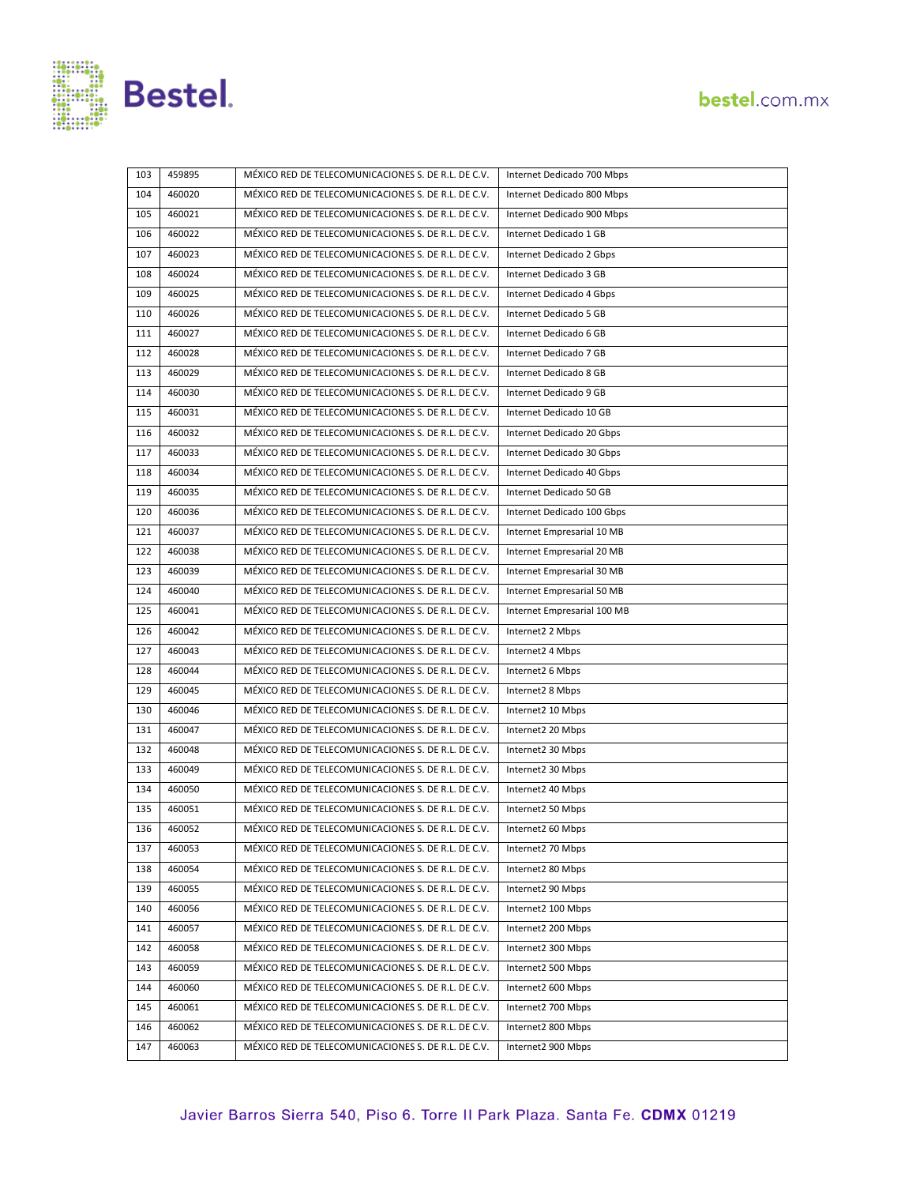| 103 | 459895 | MÉXICO RED DE TELECOMUNICACIONES S. DE R.L. DE C.V. | Internet Dedicado 700 Mbps |
|---|---|---|---|
| 104 | 460020 | MÉXICO RED DE TELECOMUNICACIONES S. DE R.L. DE C.V. | Internet Dedicado 800 Mbps |
| 105 | 460021 | MÉXICO RED DE TELECOMUNICACIONES S. DE R.L. DE C.V. | Internet Dedicado 900 Mbps |
| 106 | 460022 | MÉXICO RED DE TELECOMUNICACIONES S. DE R.L. DE C.V. | Internet Dedicado 1 GB |
| 107 | 460023 | MÉXICO RED DE TELECOMUNICACIONES S. DE R.L. DE C.V. | Internet Dedicado 2 Gbps |
| 108 | 460024 | MÉXICO RED DE TELECOMUNICACIONES S. DE R.L. DE C.V. | Internet Dedicado 3 GB |
| 109 | 460025 | MÉXICO RED DE TELECOMUNICACIONES S. DE R.L. DE C.V. | Internet Dedicado 4 Gbps |
| 110 | 460026 | MÉXICO RED DE TELECOMUNICACIONES S. DE R.L. DE C.V. | Internet Dedicado 5 GB |
| 111 | 460027 | MÉXICO RED DE TELECOMUNICACIONES S. DE R.L. DE C.V. | Internet Dedicado 6 GB |
| 112 | 460028 | MÉXICO RED DE TELECOMUNICACIONES S. DE R.L. DE C.V. | Internet Dedicado 7 GB |
| 113 | 460029 | MÉXICO RED DE TELECOMUNICACIONES S. DE R.L. DE C.V. | Internet Dedicado 8 GB |
| 114 | 460030 | MÉXICO RED DE TELECOMUNICACIONES S. DE R.L. DE C.V. | Internet Dedicado 9 GB |
| 115 | 460031 | MÉXICO RED DE TELECOMUNICACIONES S. DE R.L. DE C.V. | Internet Dedicado 10 GB |
| 116 | 460032 | MÉXICO RED DE TELECOMUNICACIONES S. DE R.L. DE C.V. | Internet Dedicado 20 Gbps |
| 117 | 460033 | MÉXICO RED DE TELECOMUNICACIONES S. DE R.L. DE C.V. | Internet Dedicado 30 Gbps |
| 118 | 460034 | MÉXICO RED DE TELECOMUNICACIONES S. DE R.L. DE C.V. | Internet Dedicado 40 Gbps |
| 119 | 460035 | MÉXICO RED DE TELECOMUNICACIONES S. DE R.L. DE C.V. | Internet Dedicado 50 GB |
| 120 | 460036 | MÉXICO RED DE TELECOMUNICACIONES S. DE R.L. DE C.V. | Internet Dedicado 100 Gbps |
| 121 | 460037 | MÉXICO RED DE TELECOMUNICACIONES S. DE R.L. DE C.V. | Internet Empresarial 10 MB |
| 122 | 460038 | MÉXICO RED DE TELECOMUNICACIONES S. DE R.L. DE C.V. | Internet Empresarial 20 MB |
| 123 | 460039 | MÉXICO RED DE TELECOMUNICACIONES S. DE R.L. DE C.V. | Internet Empresarial 30 MB |
| 124 | 460040 | MÉXICO RED DE TELECOMUNICACIONES S. DE R.L. DE C.V. | Internet Empresarial 50 MB |
| 125 | 460041 | MÉXICO RED DE TELECOMUNICACIONES S. DE R.L. DE C.V. | Internet Empresarial 100 MB |
| 126 | 460042 | MÉXICO RED DE TELECOMUNICACIONES S. DE R.L. DE C.V. | Internet2 2 Mbps |
| 127 | 460043 | MÉXICO RED DE TELECOMUNICACIONES S. DE R.L. DE C.V. | Internet2 4 Mbps |
| 128 | 460044 | MÉXICO RED DE TELECOMUNICACIONES S. DE R.L. DE C.V. | Internet2 6 Mbps |
| 129 | 460045 | MÉXICO RED DE TELECOMUNICACIONES S. DE R.L. DE C.V. | Internet2 8 Mbps |
| 130 | 460046 | MÉXICO RED DE TELECOMUNICACIONES S. DE R.L. DE C.V. | Internet2 10 Mbps |
| 131 | 460047 | MÉXICO RED DE TELECOMUNICACIONES S. DE R.L. DE C.V. | Internet2 20 Mbps |
| 132 | 460048 | MÉXICO RED DE TELECOMUNICACIONES S. DE R.L. DE C.V. | Internet2 30 Mbps |
| 133 | 460049 | MÉXICO RED DE TELECOMUNICACIONES S. DE R.L. DE C.V. | Internet2 30 Mbps |
| 134 | 460050 | MÉXICO RED DE TELECOMUNICACIONES S. DE R.L. DE C.V. | Internet2 40 Mbps |
| 135 | 460051 | MÉXICO RED DE TELECOMUNICACIONES S. DE R.L. DE C.V. | Internet2 50 Mbps |
| 136 | 460052 | MÉXICO RED DE TELECOMUNICACIONES S. DE R.L. DE C.V. | Internet2 60 Mbps |
| 137 | 460053 | MÉXICO RED DE TELECOMUNICACIONES S. DE R.L. DE C.V. | Internet2 70 Mbps |
| 138 | 460054 | MÉXICO RED DE TELECOMUNICACIONES S. DE R.L. DE C.V. | Internet2 80 Mbps |
| 139 | 460055 | MÉXICO RED DE TELECOMUNICACIONES S. DE R.L. DE C.V. | Internet2 90 Mbps |
| 140 | 460056 | MÉXICO RED DE TELECOMUNICACIONES S. DE R.L. DE C.V. | Internet2 100 Mbps |
| 141 | 460057 | MÉXICO RED DE TELECOMUNICACIONES S. DE R.L. DE C.V. | Internet2 200 Mbps |
| 142 | 460058 | MÉXICO RED DE TELECOMUNICACIONES S. DE R.L. DE C.V. | Internet2 300 Mbps |
| 143 | 460059 | MÉXICO RED DE TELECOMUNICACIONES S. DE R.L. DE C.V. | Internet2 500 Mbps |
| 144 | 460060 | MÉXICO RED DE TELECOMUNICACIONES S. DE R.L. DE C.V. | Internet2 600 Mbps |
| 145 | 460061 | MÉXICO RED DE TELECOMUNICACIONES S. DE R.L. DE C.V. | Internet2 700 Mbps |
| 146 | 460062 | MÉXICO RED DE TELECOMUNICACIONES S. DE R.L. DE C.V. | Internet2 800 Mbps |
| 147 | 460063 | MÉXICO RED DE TELECOMUNICACIONES S. DE R.L. DE C.V. | Internet2 900 Mbps |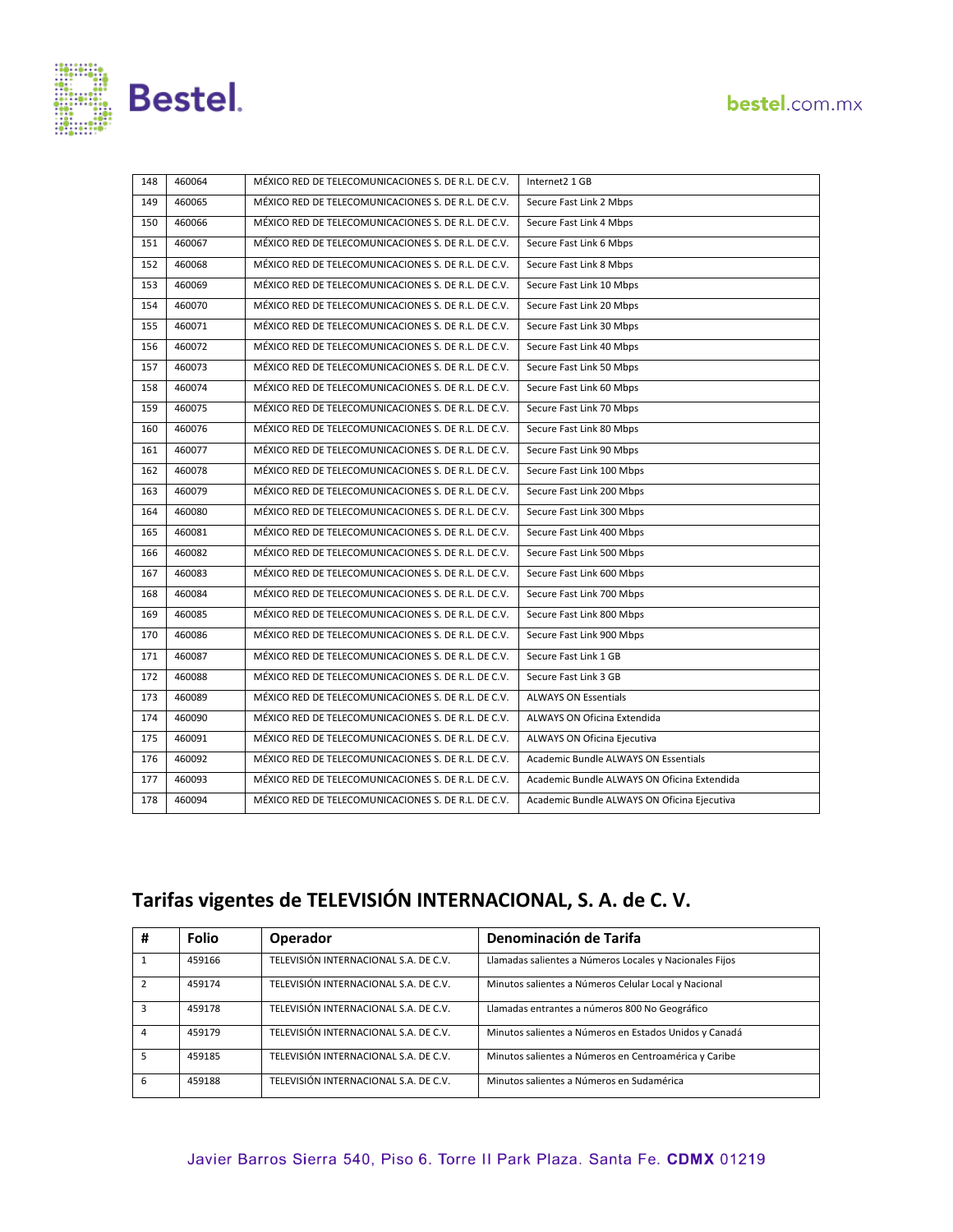| 148 | 460064 | MÉXICO RED DE TELECOMUNICACIONES S. DE R.L. DE C.V. | Internet2 1 GB |
|---|---|---|---|
| 149 | 460065 | MÉXICO RED DE TELECOMUNICACIONES S. DE R.L. DE C.V. | Secure Fast Link 2 Mbps |
| 150 | 460066 | MÉXICO RED DE TELECOMUNICACIONES S. DE R.L. DE C.V. | Secure Fast Link 4 Mbps |
| 151 | 460067 | MÉXICO RED DE TELECOMUNICACIONES S. DE R.L. DE C.V. | Secure Fast Link 6 Mbps |
| 152 | 460068 | MÉXICO RED DE TELECOMUNICACIONES S. DE R.L. DE C.V. | Secure Fast Link 8 Mbps |
| 153 | 460069 | MÉXICO RED DE TELECOMUNICACIONES S. DE R.L. DE C.V. | Secure Fast Link 10 Mbps |
| 154 | 460070 | MÉXICO RED DE TELECOMUNICACIONES S. DE R.L. DE C.V. | Secure Fast Link 20 Mbps |
| 155 | 460071 | MÉXICO RED DE TELECOMUNICACIONES S. DE R.L. DE C.V. | Secure Fast Link 30 Mbps |
| 156 | 460072 | MÉXICO RED DE TELECOMUNICACIONES S. DE R.L. DE C.V. | Secure Fast Link 40 Mbps |
| 157 | 460073 | MÉXICO RED DE TELECOMUNICACIONES S. DE R.L. DE C.V. | Secure Fast Link 50 Mbps |
| 158 | 460074 | MÉXICO RED DE TELECOMUNICACIONES S. DE R.L. DE C.V. | Secure Fast Link 60 Mbps |
| 159 | 460075 | MÉXICO RED DE TELECOMUNICACIONES S. DE R.L. DE C.V. | Secure Fast Link 70 Mbps |
| 160 | 460076 | MÉXICO RED DE TELECOMUNICACIONES S. DE R.L. DE C.V. | Secure Fast Link 80 Mbps |
| 161 | 460077 | MÉXICO RED DE TELECOMUNICACIONES S. DE R.L. DE C.V. | Secure Fast Link 90 Mbps |
| 162 | 460078 | MÉXICO RED DE TELECOMUNICACIONES S. DE R.L. DE C.V. | Secure Fast Link 100 Mbps |
| 163 | 460079 | MÉXICO RED DE TELECOMUNICACIONES S. DE R.L. DE C.V. | Secure Fast Link 200 Mbps |
| 164 | 460080 | MÉXICO RED DE TELECOMUNICACIONES S. DE R.L. DE C.V. | Secure Fast Link 300 Mbps |
| 165 | 460081 | MÉXICO RED DE TELECOMUNICACIONES S. DE R.L. DE C.V. | Secure Fast Link 400 Mbps |
| 166 | 460082 | MÉXICO RED DE TELECOMUNICACIONES S. DE R.L. DE C.V. | Secure Fast Link 500 Mbps |
| 167 | 460083 | MÉXICO RED DE TELECOMUNICACIONES S. DE R.L. DE C.V. | Secure Fast Link 600 Mbps |
| 168 | 460084 | MÉXICO RED DE TELECOMUNICACIONES S. DE R.L. DE C.V. | Secure Fast Link 700 Mbps |
| 169 | 460085 | MÉXICO RED DE TELECOMUNICACIONES S. DE R.L. DE C.V. | Secure Fast Link 800 Mbps |
| 170 | 460086 | MÉXICO RED DE TELECOMUNICACIONES S. DE R.L. DE C.V. | Secure Fast Link 900 Mbps |
| 171 | 460087 | MÉXICO RED DE TELECOMUNICACIONES S. DE R.L. DE C.V. | Secure Fast Link 1 GB |
| 172 | 460088 | MÉXICO RED DE TELECOMUNICACIONES S. DE R.L. DE C.V. | Secure Fast Link 3 GB |
| 173 | 460089 | MÉXICO RED DE TELECOMUNICACIONES S. DE R.L. DE C.V. | ALWAYS ON Essentials |
| 174 | 460090 | MÉXICO RED DE TELECOMUNICACIONES S. DE R.L. DE C.V. | ALWAYS ON Oficina Extendida |
| 175 | 460091 | MÉXICO RED DE TELECOMUNICACIONES S. DE R.L. DE C.V. | ALWAYS ON Oficina Ejecutiva |
| 176 | 460092 | MÉXICO RED DE TELECOMUNICACIONES S. DE R.L. DE C.V. | Academic Bundle ALWAYS ON Essentials |
| 177 | 460093 | MÉXICO RED DE TELECOMUNICACIONES S. DE R.L. DE C.V. | Academic Bundle ALWAYS ON Oficina Extendida |
| 178 | 460094 | MÉXICO RED DE TELECOMUNICACIONES S. DE R.L. DE C.V. | Academic Bundle ALWAYS ON Oficina Ejecutiva |

## Tarifas vigentes de TELEVISIÓN INTERNACIONAL, S. A. de C. V.

| # | Folio | Operador | Denominación de Tarifa |
|---|---|---|---|
| 1 | 459166 | TELEVISIÓN INTERNACIONAL S.A. DE C.V. | Llamadas salientes a Números Locales y Nacionales Fijos |
| 2 | 459174 | TELEVISIÓN INTERNACIONAL S.A. DE C.V. | Minutos salientes a Números Celular Local y Nacional |
| 3 | 459178 | TELEVISIÓN INTERNACIONAL S.A. DE C.V. | Llamadas entrantes a números 800 No Geográfico |
| 4 | 459179 | TELEVISIÓN INTERNACIONAL S.A. DE C.V. | Minutos salientes a Números en Estados Unidos y Canadá |
| 5 | 459185 | TELEVISIÓN INTERNACIONAL S.A. DE C.V. | Minutos salientes a Números en Centroamérica y Caribe |
| 6 | 459188 | TELEVISIÓN INTERNACIONAL S.A. DE C.V. | Minutos salientes a Números en Sudamérica |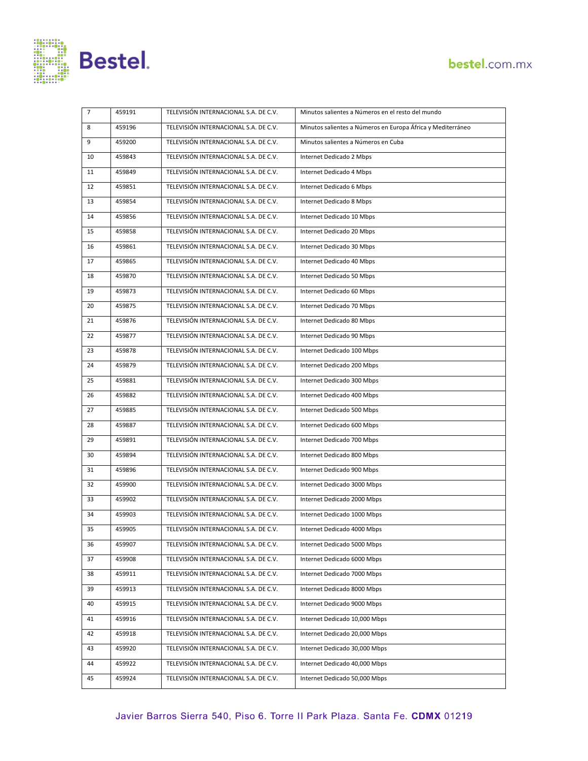| 7 | 459191 | TELEVISIÓN INTERNACIONAL S.A. DE C.V. | Minutos salientes a Números en el resto del mundo |
|---|---|---|---|
| 8 | 459196 | TELEVISIÓN INTERNACIONAL S.A. DE C.V. | Minutos salientes a Números en Europa África y Mediterráneo |
| 9 | 459200 | TELEVISIÓN INTERNACIONAL S.A. DE C.V. | Minutos salientes a Números en Cuba |
| 10 | 459843 | TELEVISIÓN INTERNACIONAL S.A. DE C.V. | Internet Dedicado 2 Mbps |
| 11 | 459849 | TELEVISIÓN INTERNACIONAL S.A. DE C.V. | Internet Dedicado 4 Mbps |
| 12 | 459851 | TELEVISIÓN INTERNACIONAL S.A. DE C.V. | Internet Dedicado 6 Mbps |
| 13 | 459854 | TELEVISIÓN INTERNACIONAL S.A. DE C.V. | Internet Dedicado 8 Mbps |
| 14 | 459856 | TELEVISIÓN INTERNACIONAL S.A. DE C.V. | Internet Dedicado 10 Mbps |
| 15 | 459858 | TELEVISIÓN INTERNACIONAL S.A. DE C.V. | Internet Dedicado 20 Mbps |
| 16 | 459861 | TELEVISIÓN INTERNACIONAL S.A. DE C.V. | Internet Dedicado 30 Mbps |
| 17 | 459865 | TELEVISIÓN INTERNACIONAL S.A. DE C.V. | Internet Dedicado 40 Mbps |
| 18 | 459870 | TELEVISIÓN INTERNACIONAL S.A. DE C.V. | Internet Dedicado 50 Mbps |
| 19 | 459873 | TELEVISIÓN INTERNACIONAL S.A. DE C.V. | Internet Dedicado 60 Mbps |
| 20 | 459875 | TELEVISIÓN INTERNACIONAL S.A. DE C.V. | Internet Dedicado 70 Mbps |
| 21 | 459876 | TELEVISIÓN INTERNACIONAL S.A. DE C.V. | Internet Dedicado 80 Mbps |
| 22 | 459877 | TELEVISIÓN INTERNACIONAL S.A. DE C.V. | Internet Dedicado 90 Mbps |
| 23 | 459878 | TELEVISIÓN INTERNACIONAL S.A. DE C.V. | Internet Dedicado 100 Mbps |
| 24 | 459879 | TELEVISIÓN INTERNACIONAL S.A. DE C.V. | Internet Dedicado 200 Mbps |
| 25 | 459881 | TELEVISIÓN INTERNACIONAL S.A. DE C.V. | Internet Dedicado 300 Mbps |
| 26 | 459882 | TELEVISIÓN INTERNACIONAL S.A. DE C.V. | Internet Dedicado 400 Mbps |
| 27 | 459885 | TELEVISIÓN INTERNACIONAL S.A. DE C.V. | Internet Dedicado 500 Mbps |
| 28 | 459887 | TELEVISIÓN INTERNACIONAL S.A. DE C.V. | Internet Dedicado 600 Mbps |
| 29 | 459891 | TELEVISIÓN INTERNACIONAL S.A. DE C.V. | Internet Dedicado 700 Mbps |
| 30 | 459894 | TELEVISIÓN INTERNACIONAL S.A. DE C.V. | Internet Dedicado 800 Mbps |
| 31 | 459896 | TELEVISIÓN INTERNACIONAL S.A. DE C.V. | Internet Dedicado 900 Mbps |
| 32 | 459900 | TELEVISIÓN INTERNACIONAL S.A. DE C.V. | Internet Dedicado 3000 Mbps |
| 33 | 459902 | TELEVISIÓN INTERNACIONAL S.A. DE C.V. | Internet Dedicado 2000 Mbps |
| 34 | 459903 | TELEVISIÓN INTERNACIONAL S.A. DE C.V. | Internet Dedicado 1000 Mbps |
| 35 | 459905 | TELEVISIÓN INTERNACIONAL S.A. DE C.V. | Internet Dedicado 4000 Mbps |
| 36 | 459907 | TELEVISIÓN INTERNACIONAL S.A. DE C.V. | Internet Dedicado 5000 Mbps |
| 37 | 459908 | TELEVISIÓN INTERNACIONAL S.A. DE C.V. | Internet Dedicado 6000 Mbps |
| 38 | 459911 | TELEVISIÓN INTERNACIONAL S.A. DE C.V. | Internet Dedicado 7000 Mbps |
| 39 | 459913 | TELEVISIÓN INTERNACIONAL S.A. DE C.V. | Internet Dedicado 8000 Mbps |
| 40 | 459915 | TELEVISIÓN INTERNACIONAL S.A. DE C.V. | Internet Dedicado 9000 Mbps |
| 41 | 459916 | TELEVISIÓN INTERNACIONAL S.A. DE C.V. | Internet Dedicado 10,000 Mbps |
| 42 | 459918 | TELEVISIÓN INTERNACIONAL S.A. DE C.V. | Internet Dedicado 20,000 Mbps |
| 43 | 459920 | TELEVISIÓN INTERNACIONAL S.A. DE C.V. | Internet Dedicado 30,000 Mbps |
| 44 | 459922 | TELEVISIÓN INTERNACIONAL S.A. DE C.V. | Internet Dedicado 40,000 Mbps |
| 45 | 459924 | TELEVISIÓN INTERNACIONAL S.A. DE C.V. | Internet Dedicado 50,000 Mbps |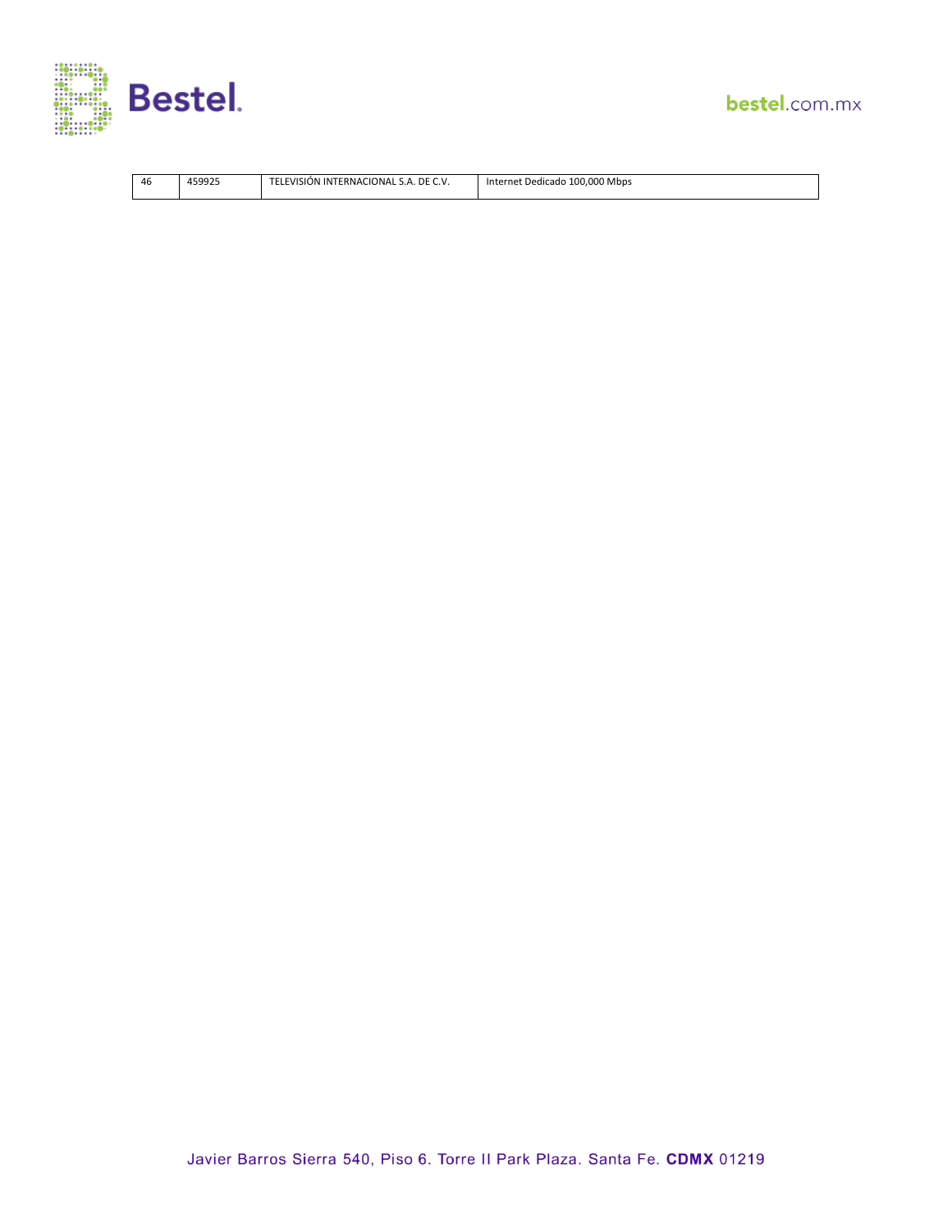| | | | |
|---|---|---|---|
| 46 | 459925 | TELEVISIÓN INTERNACIONAL S.A. DE C.V. | Internet Dedicado 100,000 Mbps |